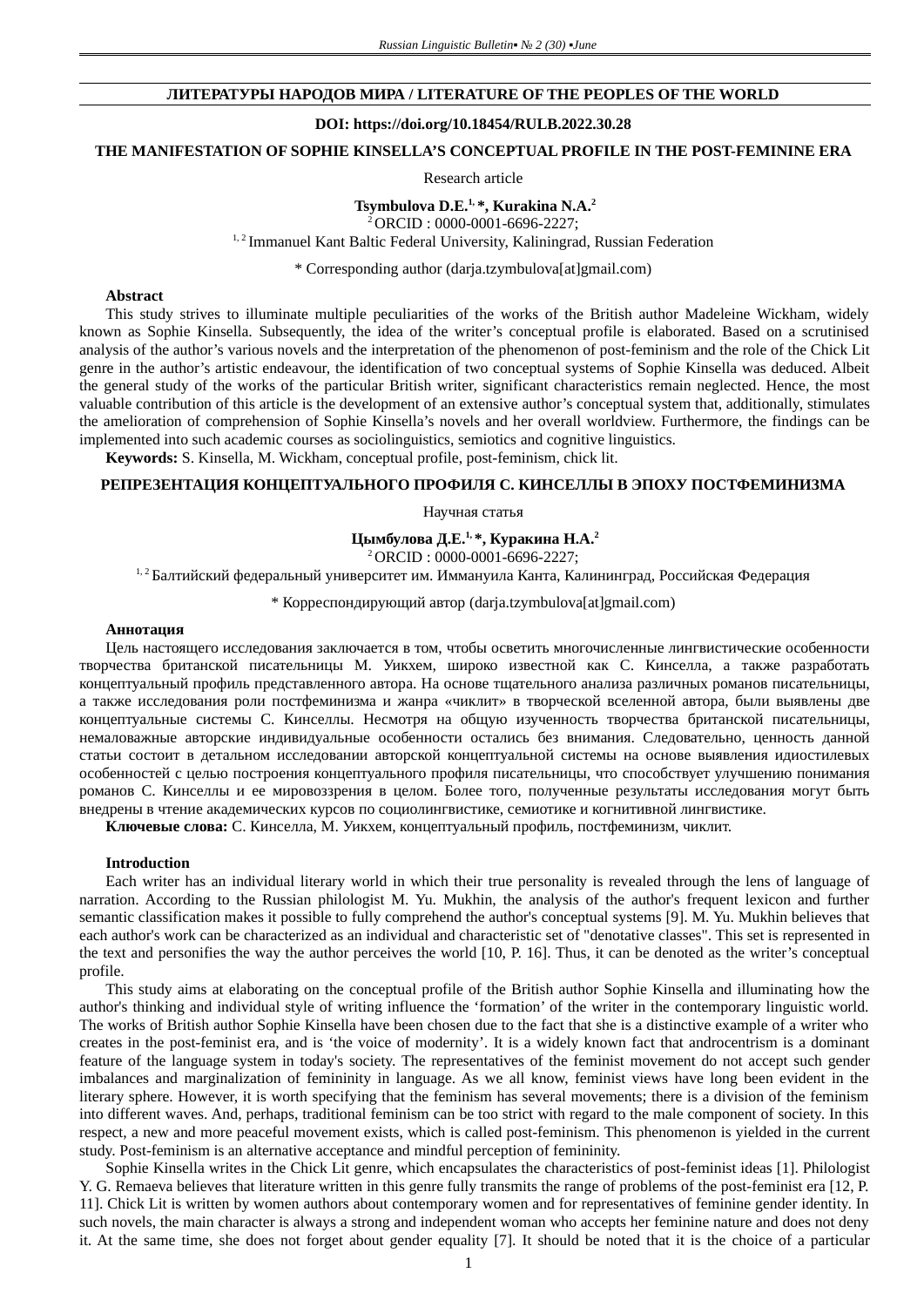**ЛИТЕРАТУРЫ НАРОДОВ МИРА / LITERATURE OF THE PEOPLES OF THE WORLD**

**DOI: https://doi.org/10.18454/RULB.2022.30.28**

# THE MANIFESTATION OF SOPHIE KINSELLA'S CONCEPTUAL PROFILE IN THE POST-FEMININE ERA

Research article

**Tsymbulova D.E.[1,] \*, Kurakina N.A.[2]**

[2] ORCID : 0000-0001-6696-2227;

[1, 2] Immanuel Kant Baltic Federal University, Kaliningrad, Russian Federation

\* Corresponding author (darja.tzymbulova[at]gmail.com)

**Abstract**

This study strives to illuminate multiple peculiarities of the works of the British author Madeleine Wickham, widely known as Sophie Kinsella. Subsequently, the idea of the writer's conceptual profile is elaborated. Based on a scrutinised analysis of the author's various novels and the interpretation of the phenomenon of post-feminism and the role of the Chick Lit genre in the author's artistic endeavour, the identification of two conceptual systems of Sophie Kinsella was deduced. Albeit the general study of the works of the particular British writer, significant characteristics remain neglected. Hence, the most valuable contribution of this article is the development of an extensive author's conceptual system that, additionally, stimulates the amelioration of comprehension of Sophie Kinsella's novels and her overall worldview. Furthermore, the findings can be implemented into such academic courses as sociolinguistics, semiotics and cognitive linguistics.

**Keywords:** S. Kinsella, M. Wickham, conceptual profile, post-feminism, chick lit.

# РЕПРЕЗЕНТАЦИЯ КОНЦЕПТУАЛЬНОГО ПРОФИЛЯ С. КИНСЕЛЛЫ В ЭПОХУ ПОСТФЕМИНИЗМА

Научная статья

**Цымбулова Д.Е.[1,] \*, Куракина Н.А.[2]**

[2] ORCID : 0000-0001-6696-2227;

[1, 2] Балтийский федеральный университет им. Иммануила Канта, Калининград, Российская Федерация

\* Корреспондирующий автор (darja.tzymbulova[at]gmail.com)

**Аннотация**

Цель настоящего исследования заключается в том, чтобы осветить многочисленные лингвистические особенности творчества британской писательницы М. Уикхем, широко известной как С. Кинселла, а также разработать концептуальный профиль представленного автора. На основе тщательного анализа различных романов писательницы, а также исследования роли постфеминизма и жанра «чиклит» в творческой вселенной автора, были выявлены две концептуальные системы С. Кинселлы. Несмотря на общую изученность творчества британской писательницы, немаловажные авторские индивидуальные особенности остались без внимания. Следовательно, ценность данной статьи состоит в детальном исследовании авторской концептуальной системы на основе выявления идиостилевых особенностей с целью построения концептуального профиля писательницы, что способствует улучшению понимания романов С. Кинселлы и ее мировоззрения в целом. Более того, полученные результаты исследования могут быть внедрены в чтение академических курсов по социолингвистике, семиотике и когнитивной лингвистике.

**Ключевые слова:** С. Кинселла, М. Уикхем, концептуальный профиль, постфеминизм, чиклит.

## Introduction

Each writer has an individual literary world in which their true personality is revealed through the lens of language of narration. According to the Russian philologist M. Yu. Mukhin, the analysis of the author's frequent lexicon and further semantic classification makes it possible to fully comprehend the author's conceptual systems [9]. M. Yu. Mukhin believes that each author's work can be characterized as an individual and characteristic set of "denotative classes". This set is represented in the text and personifies the way the author perceives the world [10, P. 16]. Thus, it can be denoted as the writer's conceptual profile.

This study aims at elaborating on the conceptual profile of the British author Sophie Kinsella and illuminating how the author's thinking and individual style of writing influence the 'formation' of the writer in the contemporary linguistic world. The works of British author Sophie Kinsella have been chosen due to the fact that she is a distinctive example of a writer who creates in the post-feminist era, and is 'the voice of modernity'. It is a widely known fact that androcentrism is a dominant feature of the language system in today's society. The representatives of the feminist movement do not accept such gender imbalances and marginalization of femininity in language. As we all know, feminist views have long been evident in the literary sphere. However, it is worth specifying that the feminism has several movements; there is a division of the feminism into different waves. And, perhaps, traditional feminism can be too strict with regard to the male component of society. In this respect, a new and more peaceful movement exists, which is called post-feminism. This phenomenon is yielded in the current study. Post-feminism is an alternative acceptance and mindful perception of femininity.

Sophie Kinsella writes in the Chick Lit genre, which encapsulates the characteristics of post-feminist ideas [1]. Philologist Y. G. Remaeva believes that literature written in this genre fully transmits the range of problems of the post-feminist era [12, P. 11]. Chick Lit is written by women authors about contemporary women and for representatives of feminine gender identity. In such novels, the main character is always a strong and independent woman who accepts her feminine nature and does not deny it. At the same time, she does not forget about gender equality [7]. It should be noted that it is the choice of a particular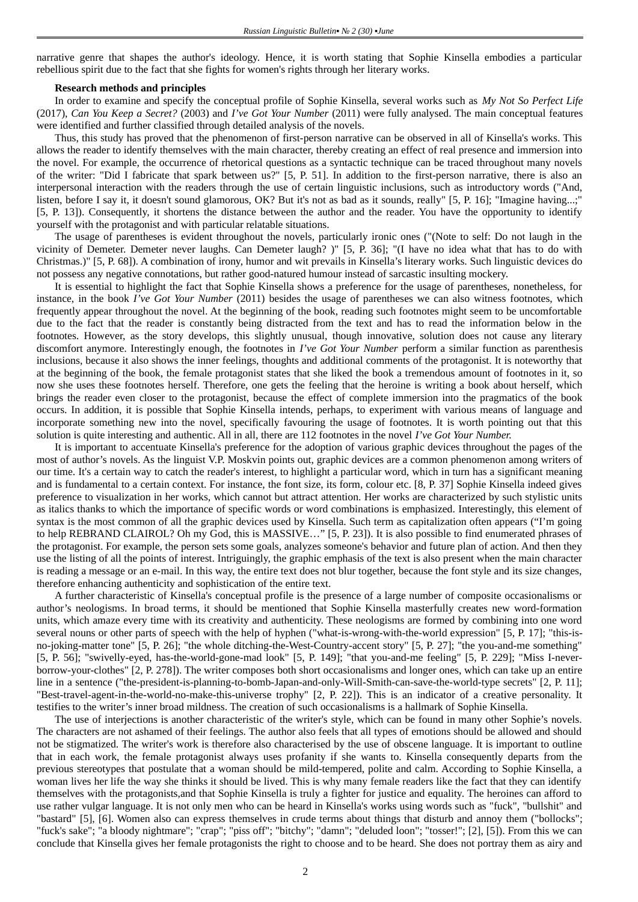narrative genre that shapes the author's ideology. Hence, it is worth stating that Sophie Kinsella embodies a particular rebellious spirit due to the fact that she fights for women's rights through her literary works.

**Research methods and principles**

In order to examine and specify the conceptual profile of Sophie Kinsella, several works such as *My Not So Perfect Life* (2017), *Can You Keep a Secret?* (2003) and *I've Got Your Number* (2011) were fully analysed. The main conceptual features were identified and further classified through detailed analysis of the novels.

Thus, this study has proved that the phenomenon of first-person narrative can be observed in all of Kinsella's works. This allows the reader to identify themselves with the main character, thereby creating an effect of real presence and immersion into the novel. For example, the occurrence of rhetorical questions as a syntactic technique can be traced throughout many novels of the writer: "Did I fabricate that spark between us?" [5, P. 51]. In addition to the first-person narrative, there is also an interpersonal interaction with the readers through the use of certain linguistic inclusions, such as introductory words ("And, listen, before I say it, it doesn't sound glamorous, OK? But it's not as bad as it sounds, really" [5, P. 16]; "Imagine having...;" [5, P. 13]). Consequently, it shortens the distance between the author and the reader. You have the opportunity to identify yourself with the protagonist and with particular relatable situations.

The usage of parentheses is evident throughout the novels, particularly ironic ones ("(Note to self: Do not laugh in the vicinity of Demeter. Demeter never laughs. Can Demeter laugh? )" [5, P. 36]; "(I have no idea what that has to do with Christmas.)" [5, P. 68]). A combination of irony, humor and wit prevails in Kinsella's literary works. Such linguistic devices do not possess any negative connotations, but rather good-natured humour instead of sarcastic insulting mockery.

It is essential to highlight the fact that Sophie Kinsella shows a preference for the usage of parentheses, nonetheless, for instance, in the book *I've Got Your Number* (2011) besides the usage of parentheses we can also witness footnotes, which frequently appear throughout the novel. At the beginning of the book, reading such footnotes might seem to be uncomfortable due to the fact that the reader is constantly being distracted from the text and has to read the information below in the footnotes. However, as the story develops, this slightly unusual, though innovative, solution does not cause any literary discomfort anymore. Interestingly enough, the footnotes in *I've Got Your Number* perform a similar function as parenthesis inclusions, because it also shows the inner feelings, thoughts and additional comments of the protagonist. It is noteworthy that at the beginning of the book, the female protagonist states that she liked the book a tremendous amount of footnotes in it, so now she uses these footnotes herself. Therefore, one gets the feeling that the heroine is writing a book about herself, which brings the reader even closer to the protagonist, because the effect of complete immersion into the pragmatics of the book occurs. In addition, it is possible that Sophie Kinsella intends, perhaps, to experiment with various means of language and incorporate something new into the novel, specifically favouring the usage of footnotes. It is worth pointing out that this solution is quite interesting and authentic. All in all, there are 112 footnotes in the novel *I've Got Your Number.*

It is important to accentuate Kinsella's preference for the adoption of various graphic devices throughout the pages of the most of author's novels. As the linguist V.P. Moskvin points out, graphic devices are a common phenomenon among writers of our time. It's a certain way to catch the reader's interest, to highlight a particular word, which in turn has a significant meaning and is fundamental to a certain context. For instance, the font size, its form, colour etc. [8, P. 37] Sophie Kinsella indeed gives preference to visualization in her works, which cannot but attract attention. Her works are characterized by such stylistic units as italics thanks to which the importance of specific words or word combinations is emphasized. Interestingly, this element of syntax is the most common of all the graphic devices used by Kinsella. Such term as capitalization often appears ("I'm going to help REBRAND CLAIROL? Oh my God, this is MASSIVE…" [5, P. 23]). It is also possible to find enumerated phrases of the protagonist. For example, the person sets some goals, analyzes someone's behavior and future plan of action. And then they use the listing of all the points of interest. Intriguingly, the graphic emphasis of the text is also present when the main character is reading a message or an e-mail. In this way, the entire text does not blur together, because the font style and its size changes, therefore enhancing authenticity and sophistication of the entire text.

A further characteristic of Kinsella's conceptual profile is the presence of a large number of composite occasionalisms or author's neologisms. In broad terms, it should be mentioned that Sophie Kinsella masterfully creates new word-formation units, which amaze every time with its creativity and authenticity. These neologisms are formed by combining into one word several nouns or other parts of speech with the help of hyphen ("what-is-wrong-with-the-world expression" [5, P. 17]; "this-is-no-joking-matter tone" [5, P. 26]; "the whole ditching-the-West-Country-accent story" [5, P. 27]; "the you-and-me something" [5, P. 56]; "swivelly-eyed, has-the-world-gone-mad look" [5, P. 149]; "that you-and-me feeling" [5, P. 229]; "Miss I-never-borrow-your-clothes" [2, P. 278]). The writer composes both short occasionalisms and longer ones, which can take up an entire line in a sentence ("the-president-is-planning-to-bomb-Japan-and-only-Will-Smith-can-save-the-world-type secrets" [2, P. 11]; "Best-travel-agent-in-the-world-no-make-this-universe trophy" [2, P. 22]). This is an indicator of a creative personality. It testifies to the writer's inner broad mildness. The creation of such occasionalisms is a hallmark of Sophie Kinsella.

The use of interjections is another characteristic of the writer's style, which can be found in many other Sophie's novels. The characters are not ashamed of their feelings. The author also feels that all types of emotions should be allowed and should not be stigmatized. The writer's work is therefore also characterised by the use of obscene language. It is important to outline that in each work, the female protagonist always uses profanity if she wants to. Kinsella consequently departs from the previous stereotypes that postulate that a woman should be mild-tempered, polite and calm. According to Sophie Kinsella, a woman lives her life the way she thinks it should be lived. This is why many female readers like the fact that they can identify themselves with the protagonists,and that Sophie Kinsella is truly a fighter for justice and equality. The heroines can afford to use rather vulgar language. It is not only men who can be heard in Kinsella's works using words such as "fuck", "bullshit" and "bastard" [5], [6]. Women also can express themselves in crude terms about things that disturb and annoy them ("bollocks"; "fuck's sake"; "a bloody nightmare"; "crap"; "piss off"; "bitchy"; "damn"; "deluded loon"; "tosser!"; [2], [5]). From this we can conclude that Kinsella gives her female protagonists the right to choose and to be heard. She does not portray them as airy and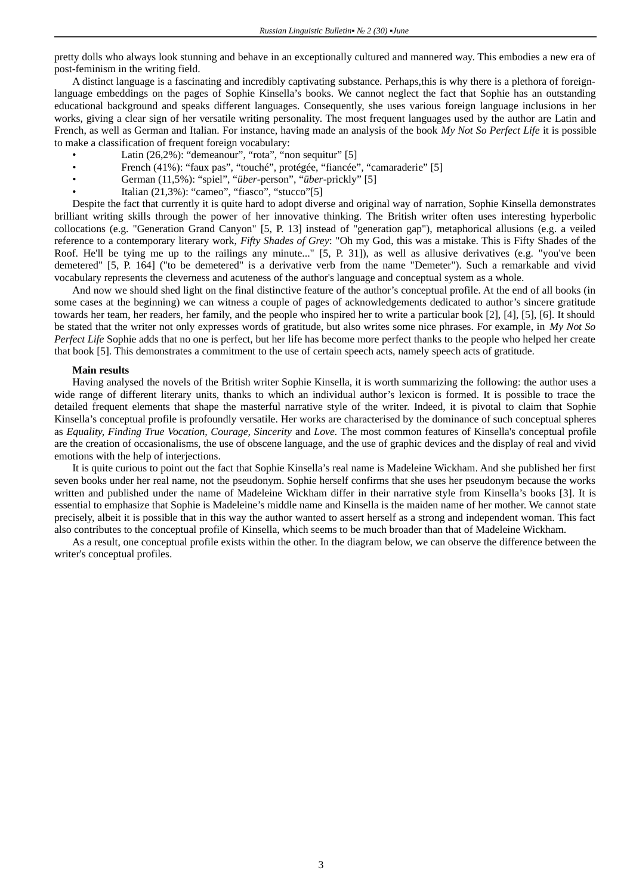pretty dolls who always look stunning and behave in an exceptionally cultured and mannered way. This embodies a new era of post-feminism in the writing field.

A distinct language is a fascinating and incredibly captivating substance. Perhaps,this is why there is a plethora of foreign-language embeddings on the pages of Sophie Kinsella's books. We cannot neglect the fact that Sophie has an outstanding educational background and speaks different languages. Consequently, she uses various foreign language inclusions in her works, giving a clear sign of her versatile writing personality. The most frequent languages used by the author are Latin and French, as well as German and Italian. For instance, having made an analysis of the book *My Not So Perfect Life* it is possible to make a classification of frequent foreign vocabulary:

- Latin (26,2%): "demeanour", "rota", "non sequitur" [5]
- French (41%): "faux pas", "touché", protégée, "fiancée", "camaraderie" [5]
- German (11,5%): "spiel", "*über*-person", "*über*-prickly" [5]
- Italian (21,3%): "cameo", "fiasco", "stucco"[5]

Despite the fact that currently it is quite hard to adopt diverse and original way of narration, Sophie Kinsella demonstrates brilliant writing skills through the power of her innovative thinking. The British writer often uses interesting hyperbolic collocations (e.g. "Generation Grand Canyon" [5, P. 13] instead of "generation gap"), metaphorical allusions (e.g. a veiled reference to a contemporary literary work, *Fifty Shades of Grey*: "Oh my God, this was a mistake. This is Fifty Shades of the Roof. He'll be tying me up to the railings any minute..." [5, P. 31]), as well as allusive derivatives (e.g. "you've been demetered" [5, P. 164] ("to be demetered" is a derivative verb from the name "Demeter"). Such a remarkable and vivid vocabulary represents the cleverness and acuteness of the author's language and conceptual system as a whole.

And now we should shed light on the final distinctive feature of the author's conceptual profile. At the end of all books (in some cases at the beginning) we can witness a couple of pages of acknowledgements dedicated to author's sincere gratitude towards her team, her readers, her family, and the people who inspired her to write a particular book [2], [4], [5], [6]. It should be stated that the writer not only expresses words of gratitude, but also writes some nice phrases. For example, in *My Not So Perfect Life* Sophie adds that no one is perfect, but her life has become more perfect thanks to the people who helped her create that book [5]. This demonstrates a commitment to the use of certain speech acts, namely speech acts of gratitude.

**Main results**

Having analysed the novels of the British writer Sophie Kinsella, it is worth summarizing the following: the author uses a wide range of different literary units, thanks to which an individual author's lexicon is formed. It is possible to trace the detailed frequent elements that shape the masterful narrative style of the writer. Indeed, it is pivotal to claim that Sophie Kinsella's conceptual profile is profoundly versatile. Her works are characterised by the dominance of such conceptual spheres as *Equality, Finding True Vocation, Courage, Sincerity* and *Love.* The most common features of Kinsella's conceptual profile are the creation of occasionalisms, the use of obscene language, and the use of graphic devices and the display of real and vivid emotions with the help of interjections.

It is quite curious to point out the fact that Sophie Kinsella's real name is Madeleine Wickham. And she published her first seven books under her real name, not the pseudonym. Sophie herself confirms that she uses her pseudonym because the works written and published under the name of Madeleine Wickham differ in their narrative style from Kinsella's books [3]. It is essential to emphasize that Sophie is Madeleine's middle name and Kinsella is the maiden name of her mother. We cannot state precisely, albeit it is possible that in this way the author wanted to assert herself as a strong and independent woman. This fact also contributes to the conceptual profile of Kinsella, which seems to be much broader than that of Madeleine Wickham.

As a result, one conceptual profile exists within the other. In the diagram below, we can observe the difference between the writer's conceptual profiles.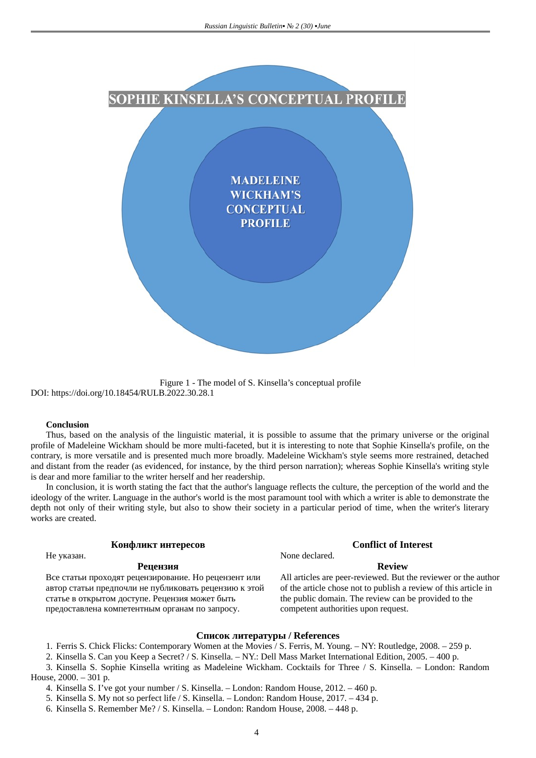SOPHIE KINSELLA'S CONCEPTUAL PROFILE

MADELEINE WICKHAM'S CONCEPTUAL PROFILE

Figure 1 - The model of S. Kinsella's conceptual profile

DOI: https://doi.org/10.18454/RULB.2022.30.28.1

### Conclusion

Thus, based on the analysis of the linguistic material, it is possible to assume that the primary universe or the original profile of Madeleine Wickham should be more multi-faceted, but it is interesting to note that Sophie Kinsella's profile, on the contrary, is more versatile and is presented much more broadly. Madeleine Wickham's style seems more restrained, detached and distant from the reader (as evidenced, for instance, by the third person narration); whereas Sophie Kinsella's writing style is dear and more familiar to the writer herself and her readership.

In conclusion, it is worth stating the fact that the author's language reflects the culture, the perception of the world and the ideology of the writer. Language in the author's world is the most paramount tool with which a writer is able to demonstrate the depth not only of their writing style, but also to show their society in a particular period of time, when the writer's literary works are created.

### Конфликт интересов

Не указан.

### Рецензия

Все статьи проходят рецензирование. Но рецензент или автор статьи предпочли не публиковать рецензию к этой статье в открытом доступе. Рецензия может быть предоставлена компетентным органам по запросу.

### Conflict of Interest

None declared.

### Review

All articles are peer-reviewed. But the reviewer or the author of the article chose not to publish a review of this article in the public domain. The review can be provided to the competent authorities upon request.

### Список литературы / References

1. Ferris S. Chick Flicks: Contemporary Women at the Movies / S. Ferris, M. Young. – NY: Routledge, 2008. – 259 p.
2. Kinsella S. Can you Keep a Secret? / S. Kinsella. – NY.: Dell Mass Market International Edition, 2005. – 400 p.
3. Kinsella S. Sophie Kinsella writing as Madeleine Wickham. Cocktails for Three / S. Kinsella. – London: Random House, 2000. – 301 p.
4. Kinsella S. I've got your number / S. Kinsella. – London: Random House, 2012. – 460 p.
5. Kinsella S. My not so perfect life / S. Kinsella. – London: Random House, 2017. – 434 p.
6. Kinsella S. Remember Me? / S. Kinsella. – London: Random House, 2008. – 448 p.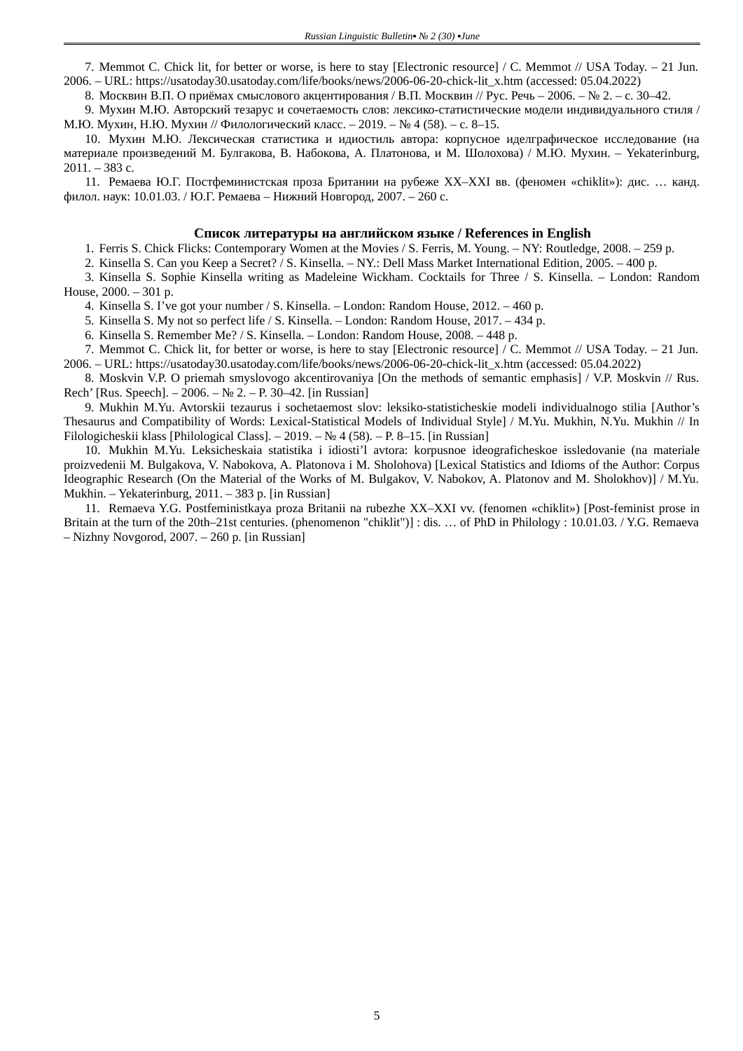7. Memmot C. Chick lit, for better or worse, is here to stay [Electronic resource] / C. Memmot // USA Today. – 21 Jun. 2006. – URL: https://usatoday30.usatoday.com/life/books/news/2006-06-20-chick-lit_x.htm (accessed: 05.04.2022)

8. Москвин В.П. О приёмах смыслового акцентирования / В.П. Москвин // Рус. Речь – 2006. – № 2. – с. 30–42.

9. Мухин М.Ю. Авторский тезарус и сочетаемость слов: лексико-статистические модели индивидуального стиля / М.Ю. Мухин, Н.Ю. Мухин // Филологический класс. – 2019. – № 4 (58). – с. 8–15.

10. Мухин М.Ю. Лексическая статистика и идиостиль автора: корпусное иделграфическое исследование (на материале произведений М. Булгакова, В. Набокова, А. Платонова, и М. Шолохова) / М.Ю. Мухин. – Yekaterinburg, 2011. – 383 с.

11. Ремаева Ю.Г. Постфеминистская проза Британии на рубеже XX–XXI вв. (феномен «chiklit»): дис. … канд. филол. наук: 10.01.03. / Ю.Г. Ремаева – Нижний Новгород, 2007. – 260 с.

## Список литературы на английском языке / References in English

1. Ferris S. Chick Flicks: Contemporary Women at the Movies / S. Ferris, M. Young. – NY: Routledge, 2008. – 259 p.

2. Kinsella S. Can you Keep a Secret? / S. Kinsella. – NY.: Dell Mass Market International Edition, 2005. – 400 p.

3. Kinsella S. Sophie Kinsella writing as Madeleine Wickham. Cocktails for Three / S. Kinsella. – London: Random House, 2000. – 301 p.

4. Kinsella S. I’ve got your number / S. Kinsella. – London: Random House, 2012. – 460 p.

5. Kinsella S. My not so perfect life / S. Kinsella. – London: Random House, 2017. – 434 p.

6. Kinsella S. Remember Me? / S. Kinsella. – London: Random House, 2008. – 448 p.

7. Memmot C. Chick lit, for better or worse, is here to stay [Electronic resource] / C. Memmot // USA Today. – 21 Jun. 2006. – URL: https://usatoday30.usatoday.com/life/books/news/2006-06-20-chick-lit_x.htm (accessed: 05.04.2022)

8. Moskvin V.P. O priemah smyslovogo akcentirovaniya [On the methods of semantic emphasis] / V.P. Moskvin // Rus. Rech’ [Rus. Speech]. – 2006. – № 2. – P. 30–42. [in Russian]

9. Mukhin M.Yu. Avtorskii tezaurus i sochetaemost slov: leksiko-statisticheskie modeli individualnogo stilia [Author’s Thesaurus and Compatibility of Words: Lexical-Statistical Models of Individual Style] / M.Yu. Mukhin, N.Yu. Mukhin // In Filologicheskii klass [Philological Class]. – 2019. – № 4 (58). – P. 8–15. [in Russian]

10. Mukhin M.Yu. Leksicheskaia statistika i idiosti’l avtora: korpusnoe ideograficheskoe issledovanie (na materiale proizvedenii M. Bulgakova, V. Nabokova, A. Platonova i M. Sholohova) [Lexical Statistics and Idioms of the Author: Corpus Ideographic Research (On the Material of the Works of M. Bulgakov, V. Nabokov, A. Platonov and M. Sholokhov)] / M.Yu. Mukhin. – Yekaterinburg, 2011. – 383 p. [in Russian]

11. Remaeva Y.G. Postfeministkaya proza Britanii na rubezhe XX–XXI vv. (fenomen «chiklit») [Post-feminist prose in Britain at the turn of the 20th–21st centuries. (phenomenon "chiklit")] : dis. … of PhD in Philology : 10.01.03. / Y.G. Remaeva – Nizhny Novgorod, 2007. – 260 p. [in Russian]